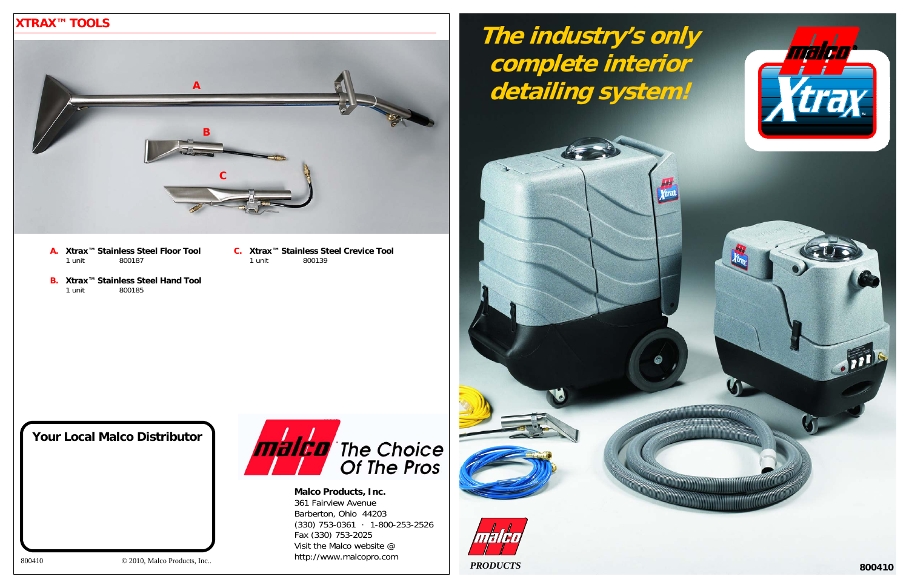## XTRAX™ TOOLS

**A. Xtrax™ Stainless Steel Floor Tool**
1 unit 800187

**B. Xtrax™ Stainless Steel Hand Tool**
1 unit 800185

**C. Xtrax™ Stainless Steel Crevice Tool**
1 unit 800139

**Your Local Malco Distributor**

malco The Choice Of The Pros

**Malco Products, Inc.**
361 Fairview Avenue
Barberton, Ohio 44203
(330) 753-0361 · 1-800-253-2526
Fax (330) 753-2025
Visit the Malco website @
http://www.malcopro.com

800410 © 2010, Malco Products, Inc..

# The industry's only complete interior detailing system!

malco® Xtrax™

malco *PRODUCTS*

**800410**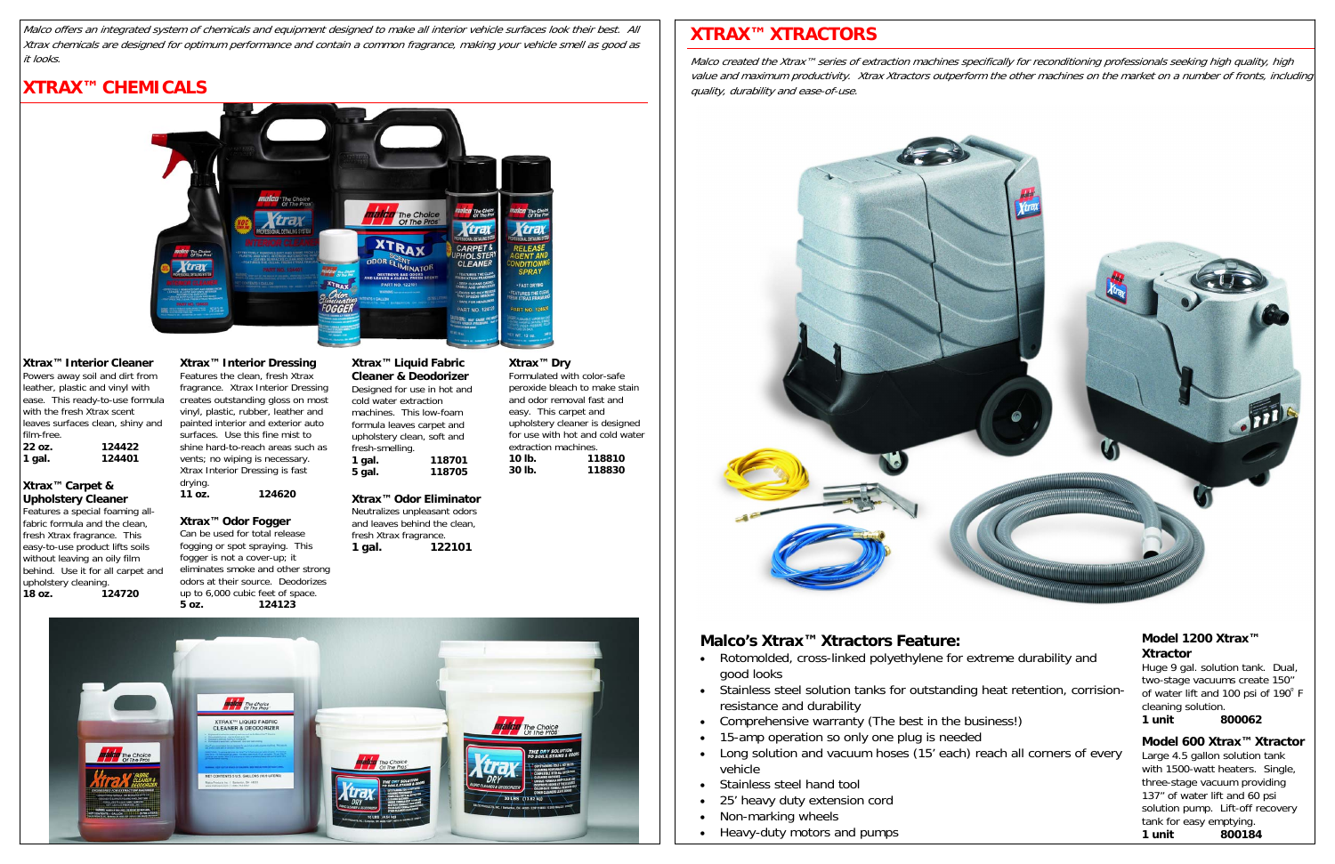*Malco offers an integrated system of chemicals and equipment designed to make all interior vehicle surfaces look their best. All Xtrax chemicals are designed for optimum performance and contain a common fragrance, making your vehicle smell as good as it looks.*

## XTRAX™ CHEMICALS

**Xtrax™ Interior Cleaner**
Powers away soil and dirt from leather, plastic and vinyl with ease. This ready-to-use formula with the fresh Xtrax scent leaves surfaces clean, shiny and film-free.

| | |
|---|---|
| **22 oz.** | **124422** |
| **1 gal.** | **124401** |

**Xtrax™ Carpet & Upholstery Cleaner**
Features a special foaming all-fabric formula and the clean, fresh Xtrax fragrance. This easy-to-use product lifts soils without leaving an oily film behind. Use it for all carpet and upholstery cleaning.

| | |
|---|---|
| **18 oz.** | **124720** |

**Xtrax™ Interior Dressing**
Features the clean, fresh Xtrax fragrance. Xtrax Interior Dressing creates outstanding gloss on most vinyl, plastic, rubber, leather and painted interior and exterior auto surfaces. Use this fine mist to shine hard-to-reach areas such as vents; no wiping is necessary. Xtrax Interior Dressing is fast drying.

| | |
|---|---|
| **11 oz.** | **124620** |

**Xtrax™ Odor Fogger**
Can be used for total release fogging or spot spraying. This fogger is not a cover-up; it eliminates smoke and other strong odors at their source. Deodorizes up to 6,000 cubic feet of space.

| | |
|---|---|
| **5 oz.** | **124123** |

**Xtrax™ Liquid Fabric Cleaner & Deodorizer**
Designed for use in hot and cold water extraction machines. This low-foam formula leaves carpet and upholstery clean, soft and fresh-smelling.

| | |
|---|---|
| **1 gal.** | **118701** |
| **5 gal.** | **118705** |

**Xtrax™ Odor Eliminator**
Neutralizes unpleasant odors and leaves behind the clean, fresh Xtrax fragrance.

| | |
|---|---|
| **1 gal.** | **122101** |

**Xtrax™ Dry**
Formulated with color-safe peroxide bleach to make stain and odor removal fast and easy. This carpet and upholstery cleaner is designed for use with hot and cold water extraction machines.

| | |
|---|---|
| **10 lb.** | **118810** |
| **30 lb.** | **118830** |

## XTRAX™ XTRACTORS

*Malco created the Xtrax™ series of extraction machines specifically for reconditioning professionals seeking high quality, high value and maximum productivity. Xtrax Xtractors outperform the other machines on the market on a number of fronts, including quality, durability and ease-of-use.*

### Malco's Xtrax™ Xtractors Feature:

- Rotomolded, cross-linked polyethylene for extreme durability and good looks
- Stainless steel solution tanks for outstanding heat retention, corrision-resistance and durability
- Comprehensive warranty (The best in the business!)
- 15-amp operation so only one plug is needed
- Long solution and vacuum hoses (15' each) reach all corners of every vehicle
- Stainless steel hand tool
- 25' heavy duty extension cord
- Non-marking wheels
- Heavy-duty motors and pumps

**Model 1200 Xtrax™ Xtractor**
Huge 9 gal. solution tank. Dual, two-stage vacuums create 150" of water lift and 100 psi of 190° F cleaning solution.

| | |
|---|---|
| **1 unit** | **800062** |

**Model 600 Xtrax™ Xtractor**
Large 4.5 gallon solution tank with 1500-watt heaters. Single, three-stage vacuum providing 137" of water lift and 60 psi solution pump. Lift-off recovery tank for easy emptying.

| | |
|---|---|
| **1 unit** | **800184** |